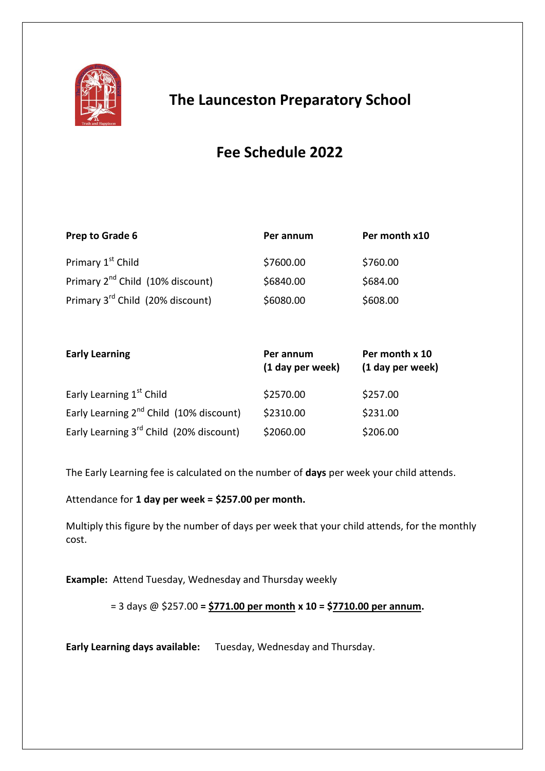# The Launceston Preparatory School

## Fee Schedule 2022

| Prep to Grade 6 | Per annum | Per month x10 |
|---|---|---|
| Primary 1st Child | $7600.00 | $760.00 |
| Primary 2nd Child (10% discount) | $6840.00 | $684.00 |
| Primary 3rd Child (20% discount) | $6080.00 | $608.00 |

| Early Learning | Per annum (1 day per week) | Per month x 10 (1 day per week) |
|---|---|---|
| Early Learning 1st Child | $2570.00 | $257.00 |
| Early Learning 2nd Child (10% discount) | $2310.00 | $231.00 |
| Early Learning 3rd Child (20% discount) | $2060.00 | $206.00 |

The Early Learning fee is calculated on the number of **days** per week your child attends.

Attendance for **1 day per week = $257.00 per month.**

Multiply this figure by the number of days per week that your child attends, for the monthly cost.

**Example:** Attend Tuesday, Wednesday and Thursday weekly

= 3 days @ $257.00 **= $771.00 per month x 10 = $7710.00 per annum.**

**Early Learning days available:** Tuesday, Wednesday and Thursday.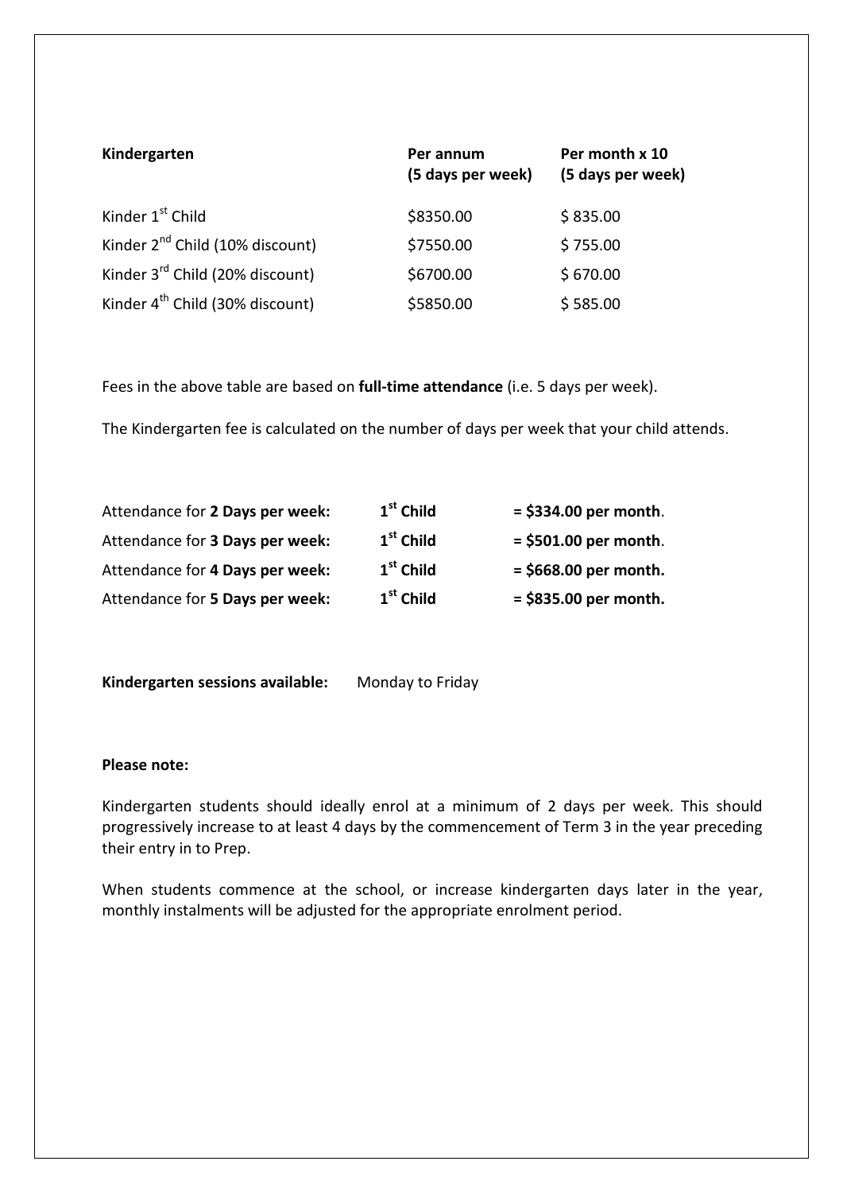| Kindergarten | Per annum (5 days per week) | Per month x 10 (5 days per week) |
|---|---|---|
| Kinder 1st Child | \$8350.00 | \$ 835.00 |
| Kinder 2nd Child (10% discount) | \$7550.00 | \$ 755.00 |
| Kinder 3rd Child (20% discount) | \$6700.00 | \$ 670.00 |
| Kinder 4th Child (30% discount) | \$5850.00 | \$ 585.00 |

Fees in the above table are based on **full-time attendance** (i.e. 5 days per week).

The Kindergarten fee is calculated on the number of days per week that your child attends.

| | | |
|---|---|---|
| Attendance for **2 Days per week:** | **1st Child** | **= \$334.00 per month**. |
| Attendance for **3 Days per week:** | **1st Child** | **= \$501.00 per month**. |
| Attendance for **4 Days per week:** | **1st Child** | **= \$668.00 per month.** |
| Attendance for **5 Days per week:** | **1st Child** | **= \$835.00 per month.** |

**Kindergarten sessions available:** Monday to Friday

**Please note:**

Kindergarten students should ideally enrol at a minimum of 2 days per week. This should progressively increase to at least 4 days by the commencement of Term 3 in the year preceding their entry in to Prep.

When students commence at the school, or increase kindergarten days later in the year, monthly instalments will be adjusted for the appropriate enrolment period.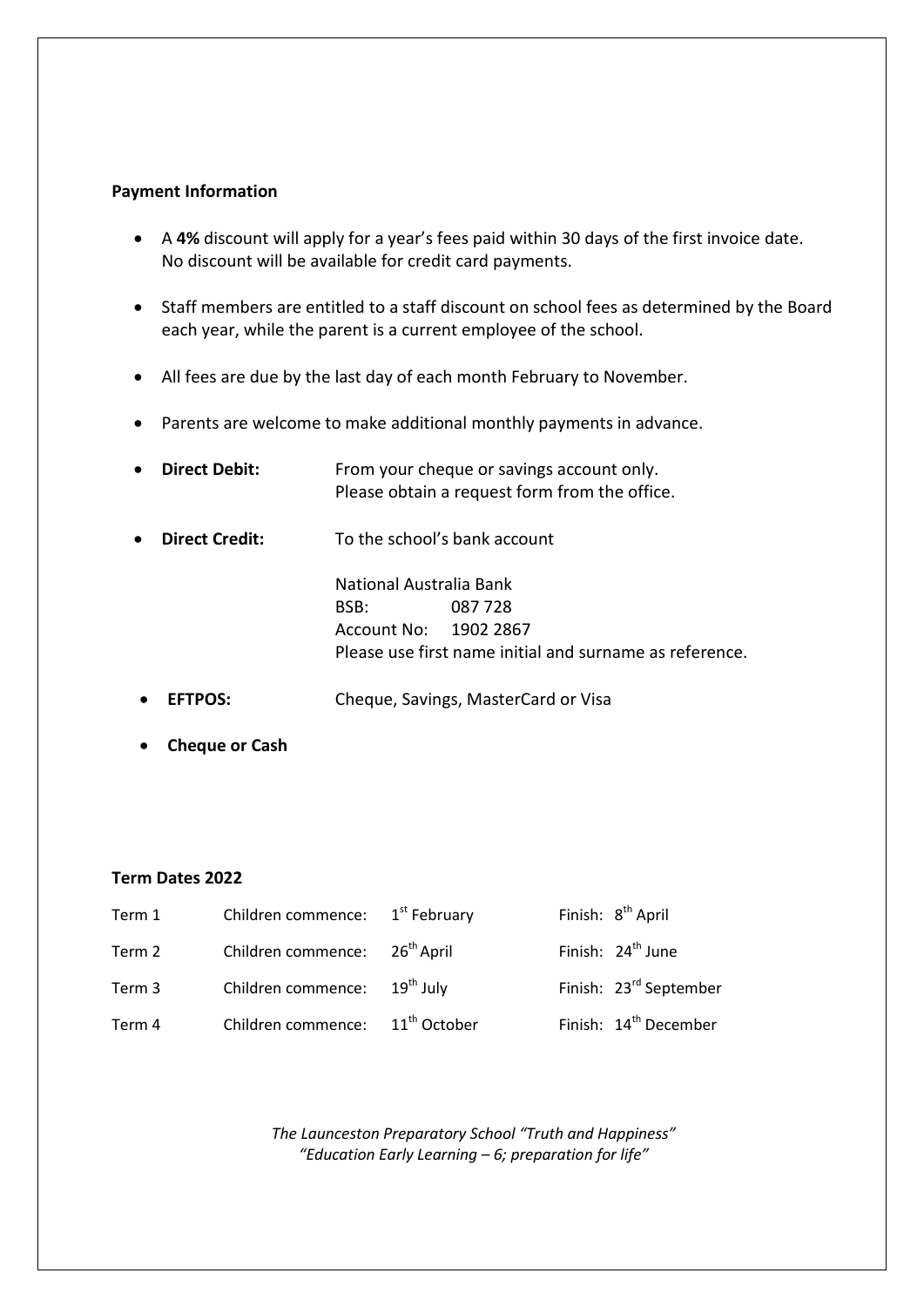**Payment Information**

- A **4%** discount will apply for a year's fees paid within 30 days of the first invoice date. No discount will be available for credit card payments.
- Staff members are entitled to a staff discount on school fees as determined by the Board each year, while the parent is a current employee of the school.
- All fees are due by the last day of each month February to November.
- Parents are welcome to make additional monthly payments in advance.
- **Direct Debit:** From your cheque or savings account only. Please obtain a request form from the office.
- **Direct Credit:** To the school's bank account

  National Australia Bank
  BSB: 087 728
  Account No: 1902 2867
  Please use first name initial and surname as reference.

- **EFTPOS:** Cheque, Savings, MasterCard or Visa
- **Cheque or Cash**

**Term Dates 2022**

| | | | |
|---|---|---|---|
| Term 1 | Children commence: | 1st February | Finish: 8th April |
| Term 2 | Children commence: | 26th April | Finish: 24th June |
| Term 3 | Children commence: | 19th July | Finish: 23rd September |
| Term 4 | Children commence: | 11th October | Finish: 14th December |

*The Launceston Preparatory School "Truth and Happiness"*
*"Education Early Learning – 6; preparation for life"*